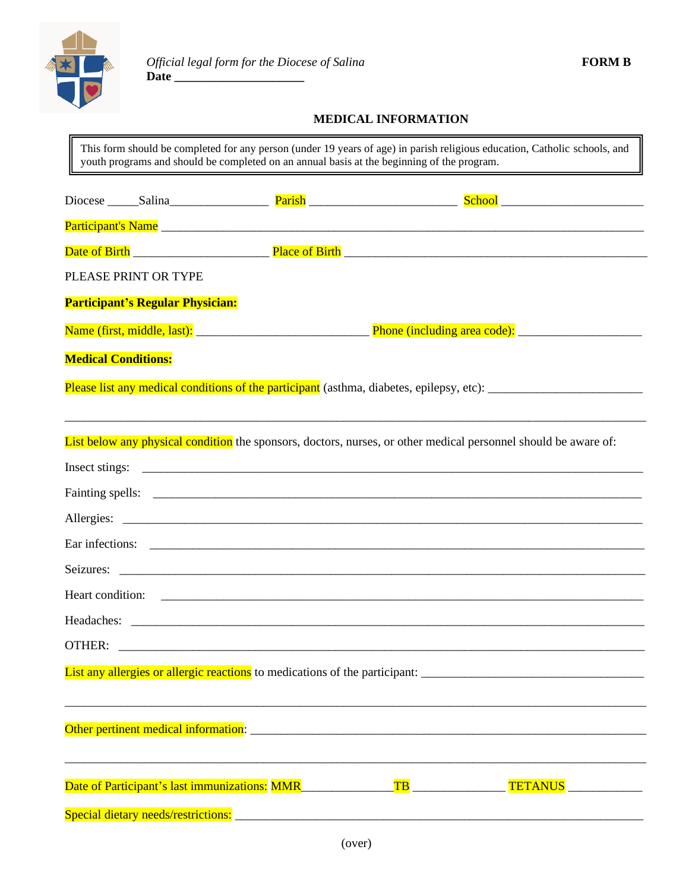*Official legal form for the Diocese of Salina*

**Date ____________________**

**FORM B**

## MEDICAL INFORMATION

> This form should be completed for any person (under 19 years of age) in parish religious education, Catholic schools, and youth programs and should be completed on an annual basis at the beginning of the program.

Diocese _____Salina________________ Parish _______________________ School ______________________

Participant's Name ________________________________________________________________________

Date of Birth _____________________ Place of Birth _____________________________________________

PLEASE PRINT OR TYPE

**Participant's Regular Physician:**

Name (first, middle, last): ___________________________ Phone (including area code): ___________________

**Medical Conditions:**

Please list any medical conditions of the participant (asthma, diabetes, epilepsy, etc): ________________________

_____________________________________________________________________________________

List below any physical condition the sponsors, doctors, nurses, or other medical personnel should be aware of:

Insect stings: ________________________________________________________________________

Fainting spells: ______________________________________________________________________

Allergies: ___________________________________________________________________________

Ear infections: _______________________________________________________________________

Seizures: ____________________________________________________________________________

Heart condition: ______________________________________________________________________

Headaches: __________________________________________________________________________

OTHER: _____________________________________________________________________________

List any allergies or allergic reactions to medications of the participant: ____________________________________

_____________________________________________________________________________________

Other pertinent medical information: ______________________________________________________________

_____________________________________________________________________________________

Date of Participant's last immunizations: MMR______________TB ______________ TETANUS ___________

Special dietary needs/restrictions: ________________________________________________________________

(over)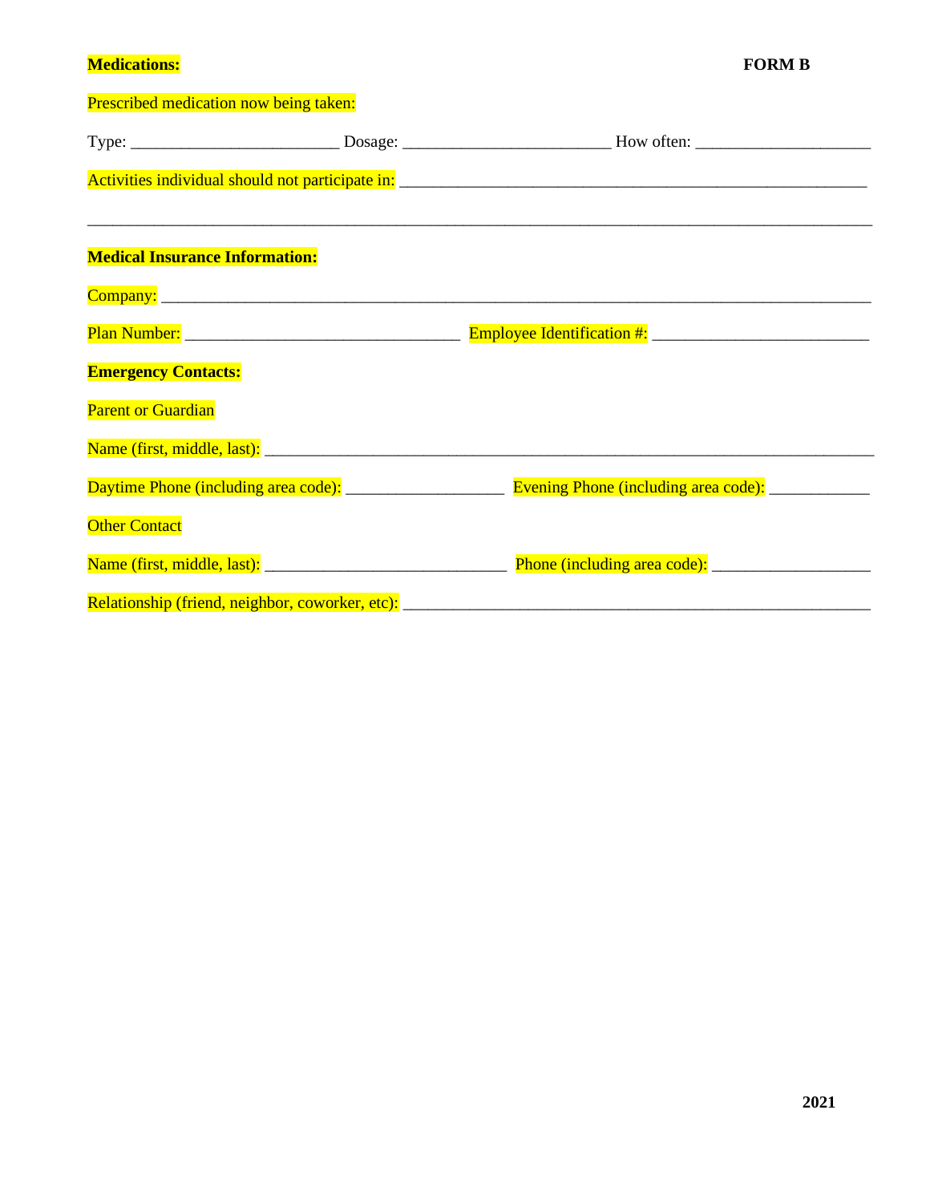**Medications:** **FORM B**

Prescribed medication now being taken:

Type: ________________________ Dosage: ________________________ How often: ____________________

Activities individual should not participate in: ______________________________________________________

__________________________________________________________________________________________

**Medical Insurance Information:**

Company: ________________________________________________________________________________

Plan Number: _______________________________ Employee Identification #: _________________________

**Emergency Contacts:**

Parent or Guardian

Name (first, middle, last): _____________________________________________________________________

Daytime Phone (including area code): __________________ Evening Phone (including area code): ___________

Other Contact

Name (first, middle, last): ____________________________ Phone (including area code): __________________

Relationship (friend, neighbor, coworker, etc): _____________________________________________________

**2021**